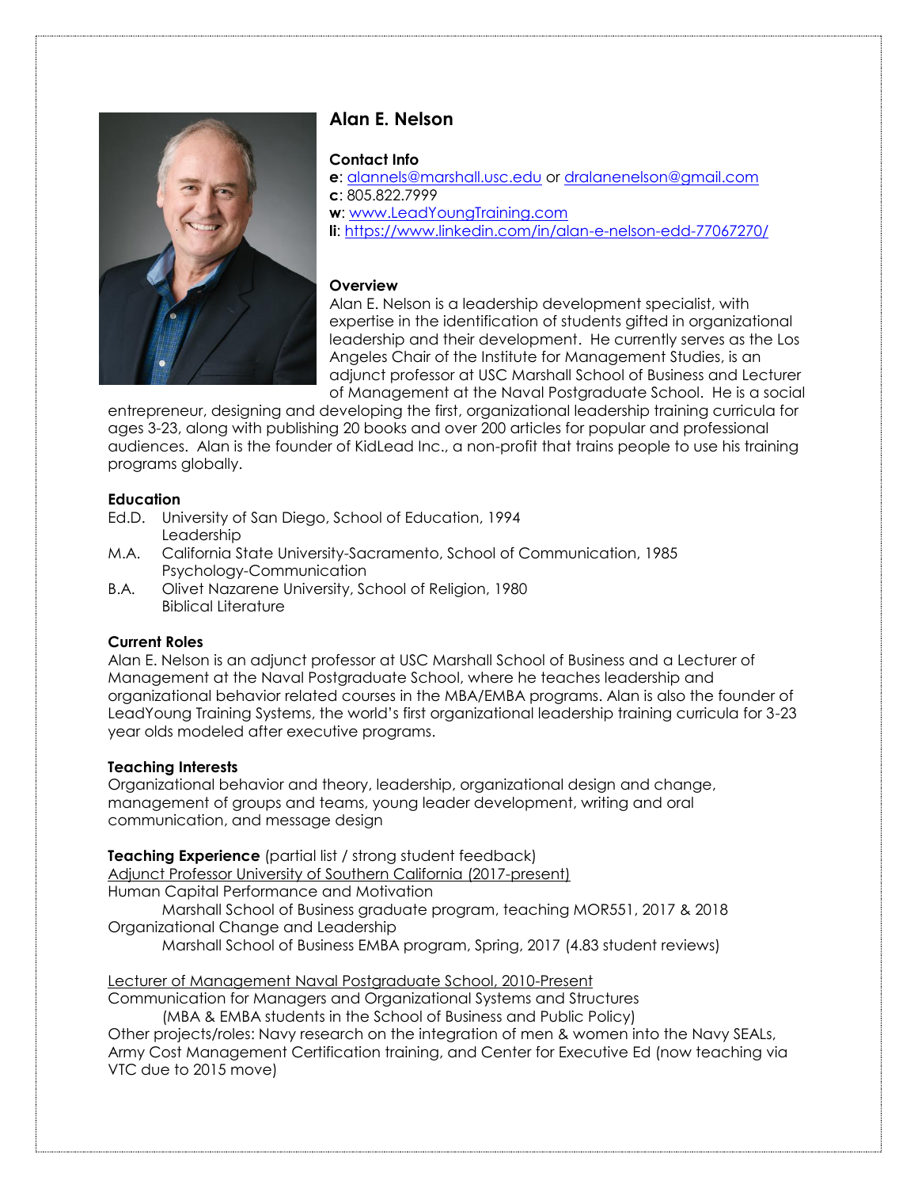# Alan E. Nelson

**Contact Info**
**e**: alannels@marshall.usc.edu or dralanenelson@gmail.com
**c**: 805.822.7999
**w**: www.LeadYoungTraining.com
**li**: https://www.linkedin.com/in/alan-e-nelson-edd-77067270/

**Overview**
Alan E. Nelson is a leadership development specialist, with expertise in the identification of students gifted in organizational leadership and their development. He currently serves as the Los Angeles Chair of the Institute for Management Studies, is an adjunct professor at USC Marshall School of Business and Lecturer of Management at the Naval Postgraduate School. He is a social entrepreneur, designing and developing the first, organizational leadership training curricula for ages 3-23, along with publishing 20 books and over 200 articles for popular and professional audiences. Alan is the founder of KidLead Inc., a non-profit that trains people to use his training programs globally.

**Education**
- Ed.D. University of San Diego, School of Education, 1994
  Leadership
- M.A. California State University-Sacramento, School of Communication, 1985
  Psychology-Communication
- B.A. Olivet Nazarene University, School of Religion, 1980
  Biblical Literature

**Current Roles**
Alan E. Nelson is an adjunct professor at USC Marshall School of Business and a Lecturer of Management at the Naval Postgraduate School, where he teaches leadership and organizational behavior related courses in the MBA/EMBA programs. Alan is also the founder of LeadYoung Training Systems, the world's first organizational leadership training curricula for 3-23 year olds modeled after executive programs.

**Teaching Interests**
Organizational behavior and theory, leadership, organizational design and change, management of groups and teams, young leader development, writing and oral communication, and message design

**Teaching Experience** (partial list / strong student feedback)
<u>Adjunct Professor University of Southern California (2017-present)</u>
Human Capital Performance and Motivation
  Marshall School of Business graduate program, teaching MOR551, 2017 & 2018
Organizational Change and Leadership
  Marshall School of Business EMBA program, Spring, 2017 (4.83 student reviews)

<u>Lecturer of Management Naval Postgraduate School, 2010-Present</u>
Communication for Managers and Organizational Systems and Structures
  (MBA & EMBA students in the School of Business and Public Policy)
Other projects/roles: Navy research on the integration of men & women into the Navy SEALs, Army Cost Management Certification training, and Center for Executive Ed (now teaching via VTC due to 2015 move)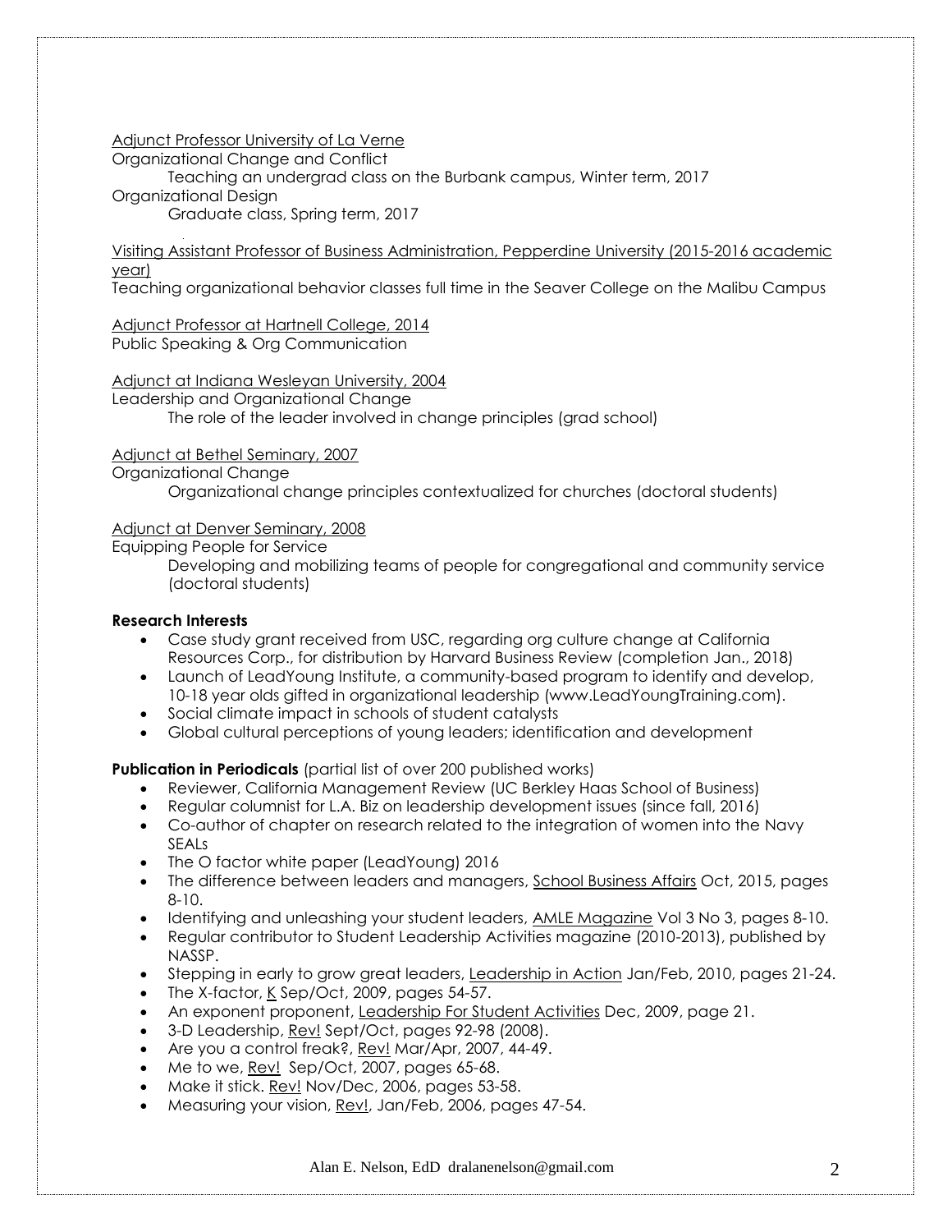Adjunct Professor University of La Verne

Organizational Change and Conflict

Teaching an undergrad class on the Burbank campus, Winter term, 2017

Organizational Design

Graduate class, Spring term, 2017

Visiting Assistant Professor of Business Administration, Pepperdine University (2015-2016 academic year)

Teaching organizational behavior classes full time in the Seaver College on the Malibu Campus

Adjunct Professor at Hartnell College, 2014

Public Speaking & Org Communication

Adjunct at Indiana Wesleyan University, 2004

Leadership and Organizational Change

The role of the leader involved in change principles (grad school)

Adjunct at Bethel Seminary, 2007

Organizational Change

Organizational change principles contextualized for churches (doctoral students)

Adjunct at Denver Seminary, 2008

Equipping People for Service

Developing and mobilizing teams of people for congregational and community service (doctoral students)

**Research Interests**

- Case study grant received from USC, regarding org culture change at California Resources Corp., for distribution by Harvard Business Review (completion Jan., 2018)
- Launch of LeadYoung Institute, a community-based program to identify and develop, 10-18 year olds gifted in organizational leadership (www.LeadYoungTraining.com).
- Social climate impact in schools of student catalysts
- Global cultural perceptions of young leaders; identification and development

**Publication in Periodicals** (partial list of over 200 published works)

- Reviewer, California Management Review (UC Berkley Haas School of Business)
- Regular columnist for L.A. Biz on leadership development issues (since fall, 2016)
- Co-author of chapter on research related to the integration of women into the Navy SEALs
- The O factor white paper (LeadYoung) 2016
- The difference between leaders and managers, School Business Affairs Oct, 2015, pages 8-10.
- Identifying and unleashing your student leaders, AMLE Magazine Vol 3 No 3, pages 8-10.
- Regular contributor to Student Leadership Activities magazine (2010-2013), published by NASSP.
- Stepping in early to grow great leaders, Leadership in Action Jan/Feb, 2010, pages 21-24.
- The X-factor, K Sep/Oct, 2009, pages 54-57.
- An exponent proponent, Leadership For Student Activities Dec, 2009, page 21.
- 3-D Leadership, Rev! Sept/Oct, pages 92-98 (2008).
- Are you a control freak?, Rev! Mar/Apr, 2007, 44-49.
- Me to we, Rev! Sep/Oct, 2007, pages 65-68.
- Make it stick. Rev! Nov/Dec, 2006, pages 53-58.
- Measuring your vision, Rev!, Jan/Feb, 2006, pages 47-54.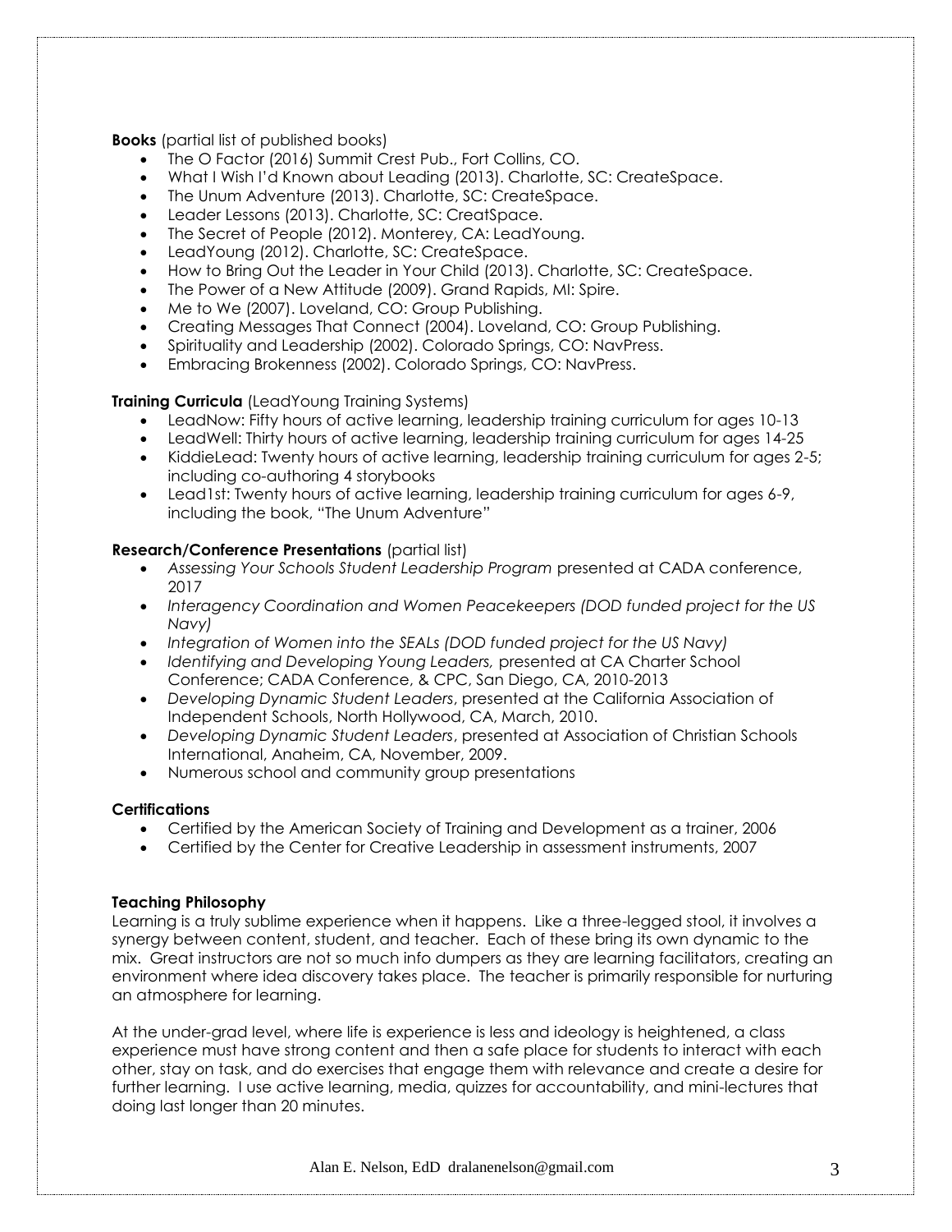**Books** (partial list of published books)

- The O Factor (2016) Summit Crest Pub., Fort Collins, CO.
- What I Wish I'd Known about Leading (2013). Charlotte, SC: CreateSpace.
- The Unum Adventure (2013). Charlotte, SC: CreateSpace.
- Leader Lessons (2013). Charlotte, SC: CreatSpace.
- The Secret of People (2012). Monterey, CA: LeadYoung.
- LeadYoung (2012). Charlotte, SC: CreateSpace.
- How to Bring Out the Leader in Your Child (2013). Charlotte, SC: CreateSpace.
- The Power of a New Attitude (2009). Grand Rapids, MI: Spire.
- Me to We (2007). Loveland, CO: Group Publishing.
- Creating Messages That Connect (2004). Loveland, CO: Group Publishing.
- Spirituality and Leadership (2002). Colorado Springs, CO: NavPress.
- Embracing Brokenness (2002). Colorado Springs, CO: NavPress.

**Training Curricula** (LeadYoung Training Systems)

- LeadNow: Fifty hours of active learning, leadership training curriculum for ages 10-13
- LeadWell: Thirty hours of active learning, leadership training curriculum for ages 14-25
- KiddieLead: Twenty hours of active learning, leadership training curriculum for ages 2-5; including co-authoring 4 storybooks
- Lead1st: Twenty hours of active learning, leadership training curriculum for ages 6-9, including the book, "The Unum Adventure"

**Research/Conference Presentations** (partial list)

- *Assessing Your Schools Student Leadership Program* presented at CADA conference, 2017
- *Interagency Coordination and Women Peacekeepers (DOD funded project for the US Navy)*
- *Integration of Women into the SEALs (DOD funded project for the US Navy)*
- *Identifying and Developing Young Leaders,* presented at CA Charter School Conference; CADA Conference, & CPC, San Diego, CA, 2010-2013
- *Developing Dynamic Student Leaders*, presented at the California Association of Independent Schools, North Hollywood, CA, March, 2010.
- *Developing Dynamic Student Leaders*, presented at Association of Christian Schools International, Anaheim, CA, November, 2009.
- Numerous school and community group presentations

**Certifications**

- Certified by the American Society of Training and Development as a trainer, 2006
- Certified by the Center for Creative Leadership in assessment instruments, 2007

**Teaching Philosophy**

Learning is a truly sublime experience when it happens. Like a three-legged stool, it involves a synergy between content, student, and teacher. Each of these bring its own dynamic to the mix. Great instructors are not so much info dumpers as they are learning facilitators, creating an environment where idea discovery takes place. The teacher is primarily responsible for nurturing an atmosphere for learning.

At the under-grad level, where life is experience is less and ideology is heightened, a class experience must have strong content and then a safe place for students to interact with each other, stay on task, and do exercises that engage them with relevance and create a desire for further learning. I use active learning, media, quizzes for accountability, and mini-lectures that doing last longer than 20 minutes.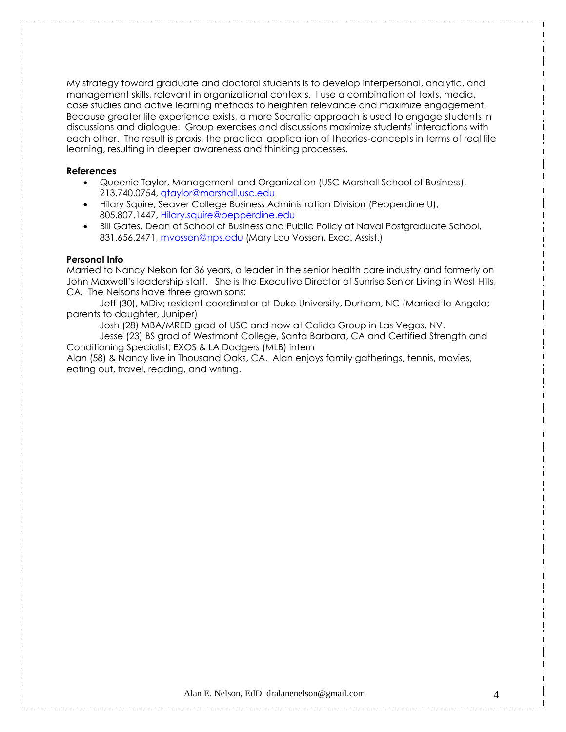My strategy toward graduate and doctoral students is to develop interpersonal, analytic, and management skills, relevant in organizational contexts. I use a combination of texts, media, case studies and active learning methods to heighten relevance and maximize engagement. Because greater life experience exists, a more Socratic approach is used to engage students in discussions and dialogue. Group exercises and discussions maximize students' interactions with each other. The result is praxis, the practical application of theories-concepts in terms of real life learning, resulting in deeper awareness and thinking processes.

**References**

- Queenie Taylor, Management and Organization (USC Marshall School of Business), 213.740.0754, qtaylor@marshall.usc.edu
- Hilary Squire, Seaver College Business Administration Division (Pepperdine U), 805.807.1447, Hilary.squire@pepperdine.edu
- Bill Gates, Dean of School of Business and Public Policy at Naval Postgraduate School, 831.656.2471, mvossen@nps.edu (Mary Lou Vossen, Exec. Assist.)

**Personal Info**

Married to Nancy Nelson for 36 years, a leader in the senior health care industry and formerly on John Maxwell's leadership staff. She is the Executive Director of Sunrise Senior Living in West Hills, CA. The Nelsons have three grown sons:

Jeff (30), MDiv; resident coordinator at Duke University, Durham, NC (Married to Angela; parents to daughter, Juniper)

Josh (28) MBA/MRED grad of USC and now at Calida Group in Las Vegas, NV.

Jesse (23) BS grad of Westmont College, Santa Barbara, CA and Certified Strength and Conditioning Specialist; EXOS & LA Dodgers (MLB) intern

Alan (58) & Nancy live in Thousand Oaks, CA. Alan enjoys family gatherings, tennis, movies, eating out, travel, reading, and writing.